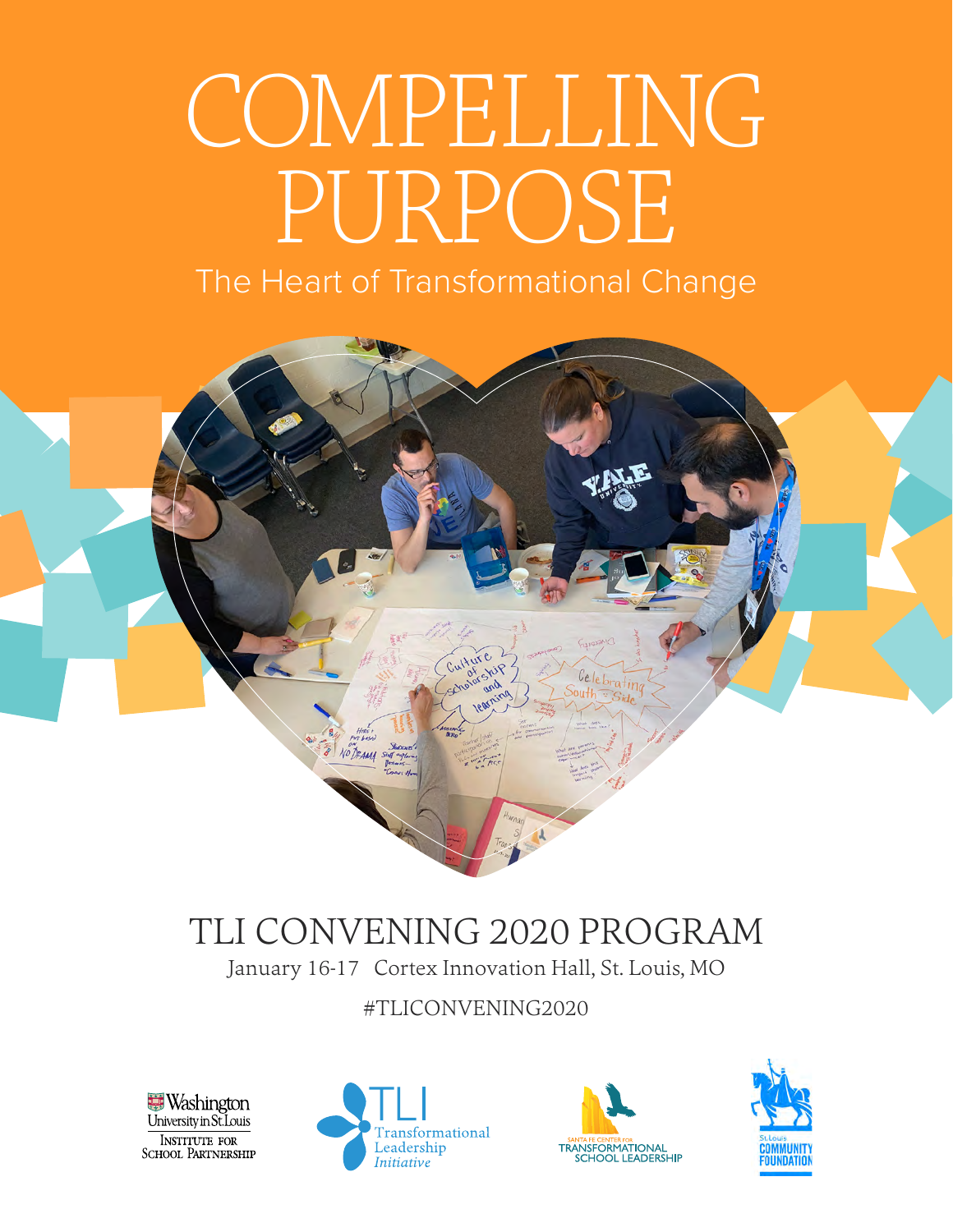# COMPELLING PURPOSE

## The Heart of Transformational Change

## TLI CONVENING 2020 PROGRAM

January 16-17 Cortex Innovation Hall, St. Louis, MO

#TLICONVENING2020

Washington University in St. Louis — Institute for School Partnership

TLI Transformational Leadership *Initiative*

Santa Fe Center for Transformational School Leadership

St. Louis Community Foundation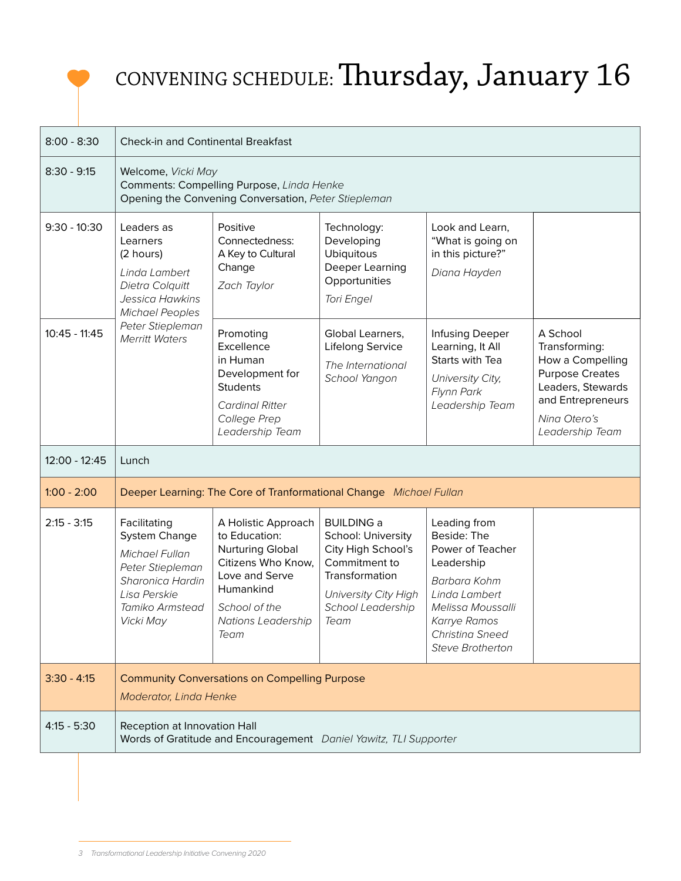# CONVENING SCHEDULE: Thursday, January 16

| Time | | | | | |
|---|---|---|---|---|---|
| 8:00 - 8:30 | Check-in and Continental Breakfast | | | | |
| 8:30 - 9:15 | Welcome, *Vicki May*<br>Comments: Compelling Purpose, *Linda Henke*<br>Opening the Convening Conversation, *Peter Stiepleman* | | | | |
| 9:30 - 10:30 | Leaders as Learners (2 hours)<br>*Linda Lambert*<br>*Dietra Colquitt*<br>*Jessica Hawkins*<br>*Michael Peoples*<br>*Peter Stiepleman*<br>*Merritt Waters* | Positive Connectedness: A Key to Cultural Change<br>*Zach Taylor* | Technology: Developing Ubiquitous Deeper Learning Opportunities<br>*Tori Engel* | Look and Learn, "What is going on in this picture?"<br>*Diana Hayden* | |
| 10:45 - 11:45 | | Promoting Excellence in Human Development for Students<br>*Cardinal Ritter College Prep Leadership Team* | Global Learners, Lifelong Service<br>*The International School Yangon* | Infusing Deeper Learning, It All Starts with Tea<br>*University City, Flynn Park Leadership Team* | A School Transforming: How a Compelling Purpose Creates Leaders, Stewards and Entrepreneurs<br>*Nina Otero's Leadership Team* |
| 12:00 - 12:45 | Lunch | | | | |
| 1:00 - 2:00 | Deeper Learning: The Core of Tranformational Change *Michael Fullan* | | | | |
| 2:15 - 3:15 | Facilitating System Change<br>*Michael Fullan*<br>*Peter Stiepleman*<br>*Sharonica Hardin*<br>*Lisa Perskie*<br>*Tamiko Armstead*<br>*Vicki May* | A Holistic Approach to Education: Nurturing Global Citizens Who Know, Love and Serve Humankind<br>*School of the Nations Leadership Team* | BUILDING a School: University City High School's Commitment to Transformation<br>*University City High School Leadership Team* | Leading from Beside: The Power of Teacher Leadership<br>*Barbara Kohm*<br>*Linda Lambert*<br>*Melissa Moussalli*<br>*Karrye Ramos*<br>*Christina Sneed*<br>*Steve Brotherton* | |
| 3:30 - 4:15 | Community Conversations on Compelling Purpose<br>*Moderator, Linda Henke* | | | | |
| 4:15 - 5:30 | Reception at Innovation Hall<br>Words of Gratitude and Encouragement *Daniel Yawitz, TLI Supporter* | | | | |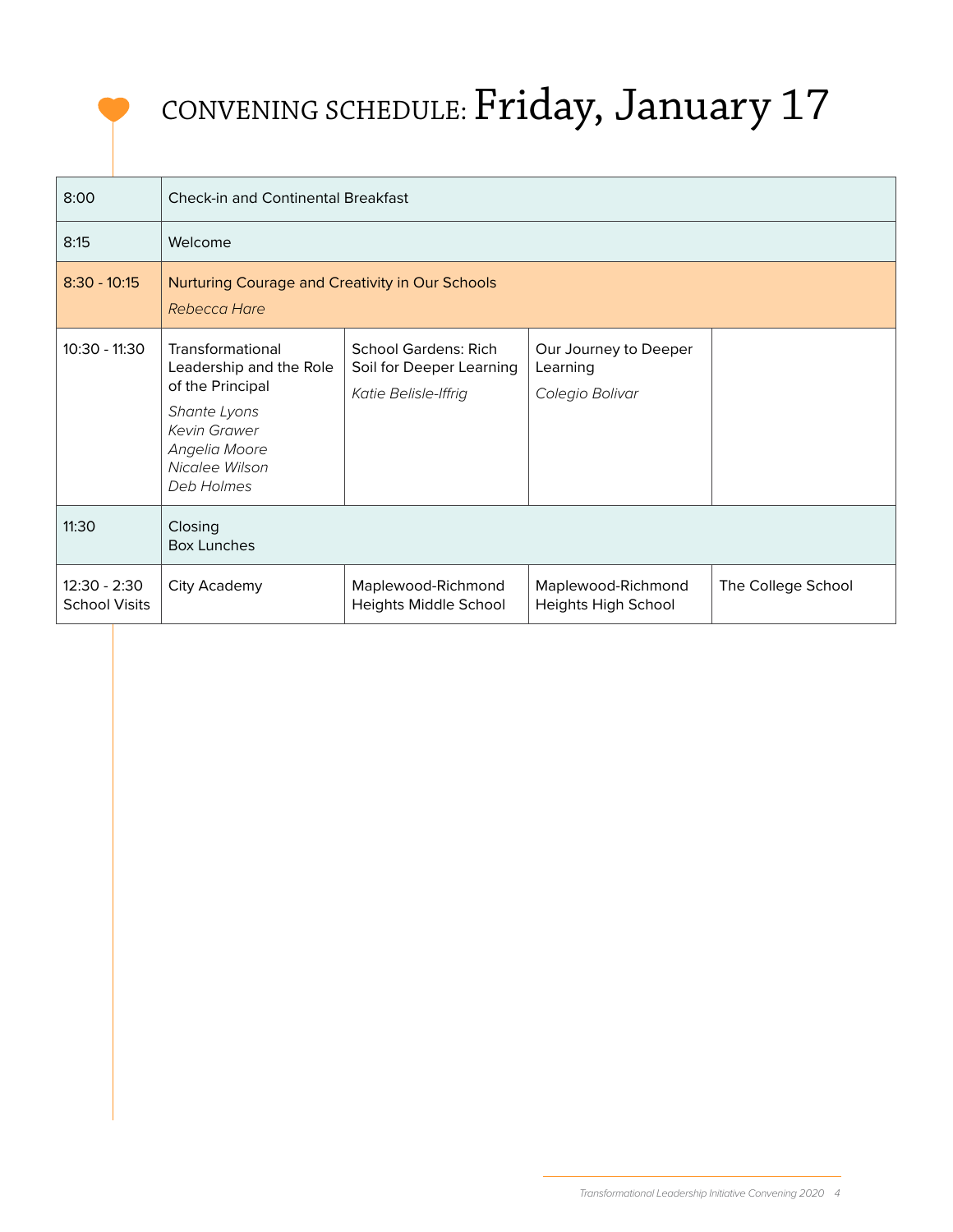# CONVENING SCHEDULE: Friday, January 17

| | | | | |
|---|---|---|---|---|
| 8:00 | Check-in and Continental Breakfast | | | |
| 8:15 | Welcome | | | |
| 8:30 - 10:15 | Nurturing Courage and Creativity in Our Schools<br>*Rebecca Hare* | | | |
| 10:30 - 11:30 | Transformational Leadership and the Role of the Principal<br>*Shante Lyons*<br>*Kevin Grawer*<br>*Angelia Moore*<br>*Nicalee Wilson*<br>*Deb Holmes* | School Gardens: Rich Soil for Deeper Learning<br>*Katie Belisle-Iffrig* | Our Journey to Deeper Learning<br>*Colegio Bolivar* | |
| 11:30 | Closing<br>Box Lunches | | | |
| 12:30 - 2:30 School Visits | City Academy | Maplewood-Richmond Heights Middle School | Maplewood-Richmond Heights High School | The College School |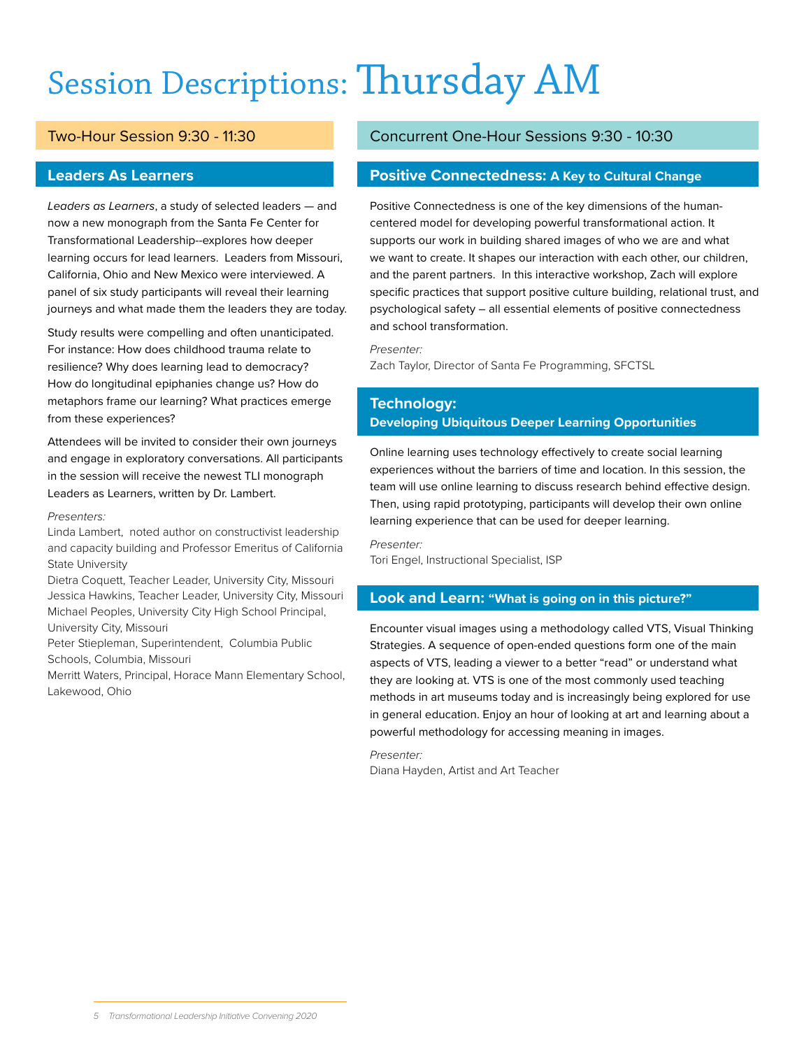# Session Descriptions: Thursday AM

## Two-Hour Session 9:30 - 11:30

### Leaders As Learners

*Leaders as Learners*, a study of selected leaders — and now a new monograph from the Santa Fe Center for Transformational Leadership--explores how deeper learning occurs for lead learners. Leaders from Missouri, California, Ohio and New Mexico were interviewed. A panel of six study participants will reveal their learning journeys and what made them the leaders they are today.

Study results were compelling and often unanticipated. For instance: How does childhood trauma relate to resilience? Why does learning lead to democracy? How do longitudinal epiphanies change us? How do metaphors frame our learning? What practices emerge from these experiences?

Attendees will be invited to consider their own journeys and engage in exploratory conversations. All participants in the session will receive the newest TLI monograph Leaders as Learners, written by Dr. Lambert.

*Presenters:*
Linda Lambert, noted author on constructivist leadership and capacity building and Professor Emeritus of California State University
Dietra Coquett, Teacher Leader, University City, Missouri
Jessica Hawkins, Teacher Leader, University City, Missouri
Michael Peoples, University City High School Principal, University City, Missouri
Peter Stiepleman, Superintendent, Columbia Public Schools, Columbia, Missouri
Merritt Waters, Principal, Horace Mann Elementary School, Lakewood, Ohio

## Concurrent One-Hour Sessions 9:30 - 10:30

### Positive Connectedness: A Key to Cultural Change

Positive Connectedness is one of the key dimensions of the human-centered model for developing powerful transformational action. It supports our work in building shared images of who we are and what we want to create. It shapes our interaction with each other, our children, and the parent partners. In this interactive workshop, Zach will explore specific practices that support positive culture building, relational trust, and psychological safety – all essential elements of positive connectedness and school transformation.

*Presenter:*
Zach Taylor, Director of Santa Fe Programming, SFCTSL

### Technology: Developing Ubiquitous Deeper Learning Opportunities

Online learning uses technology effectively to create social learning experiences without the barriers of time and location. In this session, the team will use online learning to discuss research behind effective design. Then, using rapid prototyping, participants will develop their own online learning experience that can be used for deeper learning.

*Presenter:*
Tori Engel, Instructional Specialist, ISP

### Look and Learn: "What is going on in this picture?"

Encounter visual images using a methodology called VTS, Visual Thinking Strategies. A sequence of open-ended questions form one of the main aspects of VTS, leading a viewer to a better "read" or understand what they are looking at. VTS is one of the most commonly used teaching methods in art museums today and is increasingly being explored for use in general education. Enjoy an hour of looking at art and learning about a powerful methodology for accessing meaning in images.

*Presenter:*
Diana Hayden, Artist and Art Teacher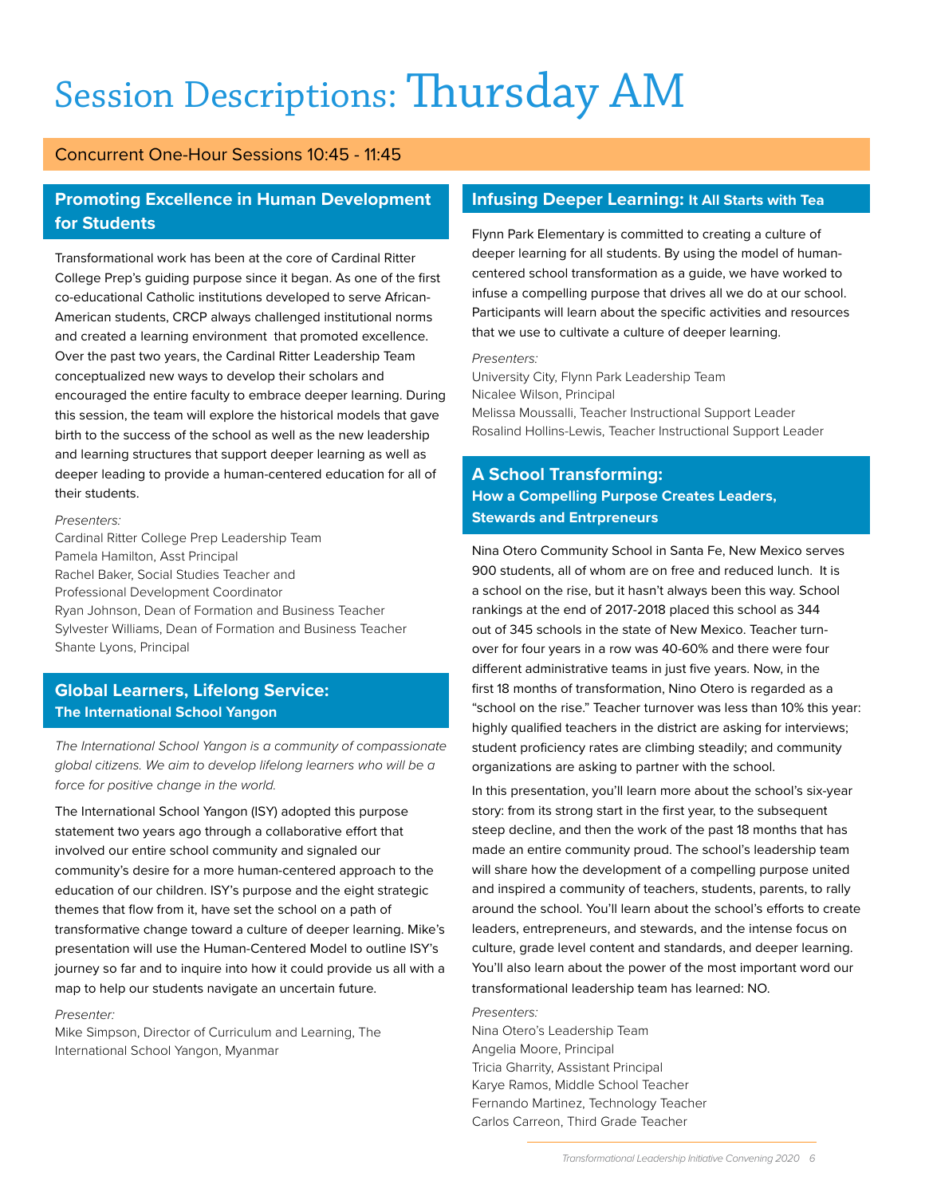# Session Descriptions: Thursday AM

## Concurrent One-Hour Sessions 10:45 - 11:45

### Promoting Excellence in Human Development for Students

Transformational work has been at the core of Cardinal Ritter College Prep's guiding purpose since it began. As one of the first co-educational Catholic institutions developed to serve African-American students, CRCP always challenged institutional norms and created a learning environment that promoted excellence. Over the past two years, the Cardinal Ritter Leadership Team conceptualized new ways to develop their scholars and encouraged the entire faculty to embrace deeper learning. During this session, the team will explore the historical models that gave birth to the success of the school as well as the new leadership and learning structures that support deeper learning as well as deeper leading to provide a human-centered education for all of their students.

*Presenters:*
Cardinal Ritter College Prep Leadership Team
Pamela Hamilton, Asst Principal
Rachel Baker, Social Studies Teacher and Professional Development Coordinator
Ryan Johnson, Dean of Formation and Business Teacher
Sylvester Williams, Dean of Formation and Business Teacher
Shante Lyons, Principal

### Global Learners, Lifelong Service: The International School Yangon

*The International School Yangon is a community of compassionate global citizens. We aim to develop lifelong learners who will be a force for positive change in the world.*

The International School Yangon (ISY) adopted this purpose statement two years ago through a collaborative effort that involved our entire school community and signaled our community's desire for a more human-centered approach to the education of our children. ISY's purpose and the eight strategic themes that flow from it, have set the school on a path of transformative change toward a culture of deeper learning. Mike's presentation will use the Human-Centered Model to outline ISY's journey so far and to inquire into how it could provide us all with a map to help our students navigate an uncertain future.

*Presenter:*
Mike Simpson, Director of Curriculum and Learning, The International School Yangon, Myanmar

### Infusing Deeper Learning: It All Starts with Tea

Flynn Park Elementary is committed to creating a culture of deeper learning for all students. By using the model of human-centered school transformation as a guide, we have worked to infuse a compelling purpose that drives all we do at our school. Participants will learn about the specific activities and resources that we use to cultivate a culture of deeper learning.

*Presenters:*
University City, Flynn Park Leadership Team
Nicalee Wilson, Principal
Melissa Moussalli, Teacher Instructional Support Leader
Rosalind Hollins-Lewis, Teacher Instructional Support Leader

### A School Transforming: How a Compelling Purpose Creates Leaders, Stewards and Entrpreneurs

Nina Otero Community School in Santa Fe, New Mexico serves 900 students, all of whom are on free and reduced lunch. It is a school on the rise, but it hasn't always been this way. School rankings at the end of 2017-2018 placed this school as 344 out of 345 schools in the state of New Mexico. Teacher turn-over for four years in a row was 40-60% and there were four different administrative teams in just five years. Now, in the first 18 months of transformation, Nino Otero is regarded as a "school on the rise." Teacher turnover was less than 10% this year: highly qualified teachers in the district are asking for interviews; student proficiency rates are climbing steadily; and community organizations are asking to partner with the school.

In this presentation, you'll learn more about the school's six-year story: from its strong start in the first year, to the subsequent steep decline, and then the work of the past 18 months that has made an entire community proud. The school's leadership team will share how the development of a compelling purpose united and inspired a community of teachers, students, parents, to rally around the school. You'll learn about the school's efforts to create leaders, entrepreneurs, and stewards, and the intense focus on culture, grade level content and standards, and deeper learning. You'll also learn about the power of the most important word our transformational leadership team has learned: NO.

*Presenters:*
Nina Otero's Leadership Team
Angelia Moore, Principal
Tricia Gharrity, Assistant Principal
Karye Ramos, Middle School Teacher
Fernando Martinez, Technology Teacher
Carlos Carreon, Third Grade Teacher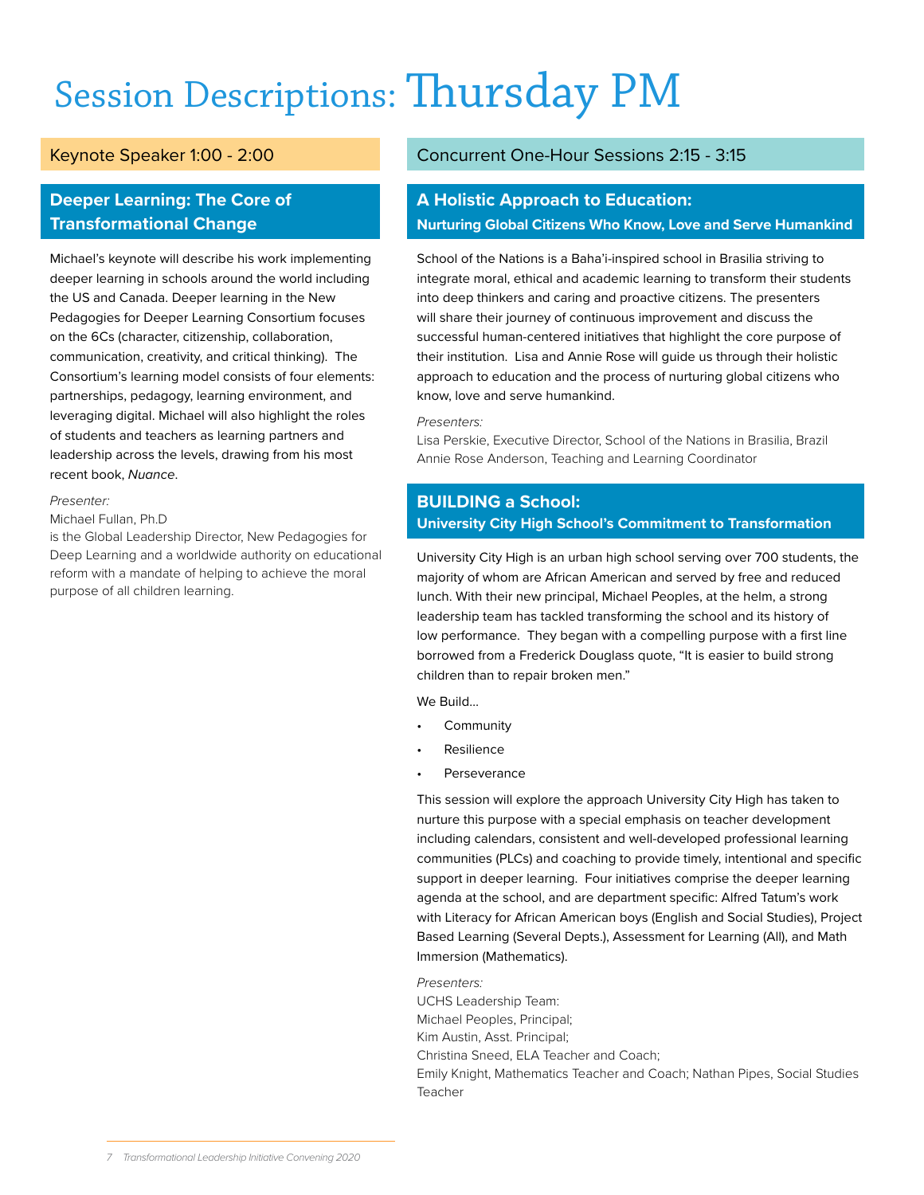# Session Descriptions: Thursday PM

## Keynote Speaker 1:00 - 2:00

### Deeper Learning: The Core of Transformational Change

Michael's keynote will describe his work implementing deeper learning in schools around the world including the US and Canada. Deeper learning in the New Pedagogies for Deeper Learning Consortium focuses on the 6Cs (character, citizenship, collaboration, communication, creativity, and critical thinking). The Consortium's learning model consists of four elements: partnerships, pedagogy, learning environment, and leveraging digital. Michael will also highlight the roles of students and teachers as learning partners and leadership across the levels, drawing from his most recent book, *Nuance*.

*Presenter:*

Michael Fullan, Ph.D
is the Global Leadership Director, New Pedagogies for Deep Learning and a worldwide authority on educational reform with a mandate of helping to achieve the moral purpose of all children learning.

## Concurrent One-Hour Sessions 2:15 - 3:15

### A Holistic Approach to Education:
**Nurturing Global Citizens Who Know, Love and Serve Humankind**

School of the Nations is a Baha'i-inspired school in Brasilia striving to integrate moral, ethical and academic learning to transform their students into deep thinkers and caring and proactive citizens. The presenters will share their journey of continuous improvement and discuss the successful human-centered initiatives that highlight the core purpose of their institution. Lisa and Annie Rose will guide us through their holistic approach to education and the process of nurturing global citizens who know, love and serve humankind.

*Presenters:*

Lisa Perskie, Executive Director, School of the Nations in Brasilia, Brazil
Annie Rose Anderson, Teaching and Learning Coordinator

### BUILDING a School:
**University City High School's Commitment to Transformation**

University City High is an urban high school serving over 700 students, the majority of whom are African American and served by free and reduced lunch. With their new principal, Michael Peoples, at the helm, a strong leadership team has tackled transforming the school and its history of low performance. They began with a compelling purpose with a first line borrowed from a Frederick Douglass quote, "It is easier to build strong children than to repair broken men."

We Build...

- Community
- Resilience
- Perseverance

This session will explore the approach University City High has taken to nurture this purpose with a special emphasis on teacher development including calendars, consistent and well-developed professional learning communities (PLCs) and coaching to provide timely, intentional and specific support in deeper learning. Four initiatives comprise the deeper learning agenda at the school, and are department specific: Alfred Tatum's work with Literacy for African American boys (English and Social Studies), Project Based Learning (Several Depts.), Assessment for Learning (All), and Math Immersion (Mathematics).

*Presenters:*

UCHS Leadership Team:
Michael Peoples, Principal;
Kim Austin, Asst. Principal;
Christina Sneed, ELA Teacher and Coach;
Emily Knight, Mathematics Teacher and Coach; Nathan Pipes, Social Studies Teacher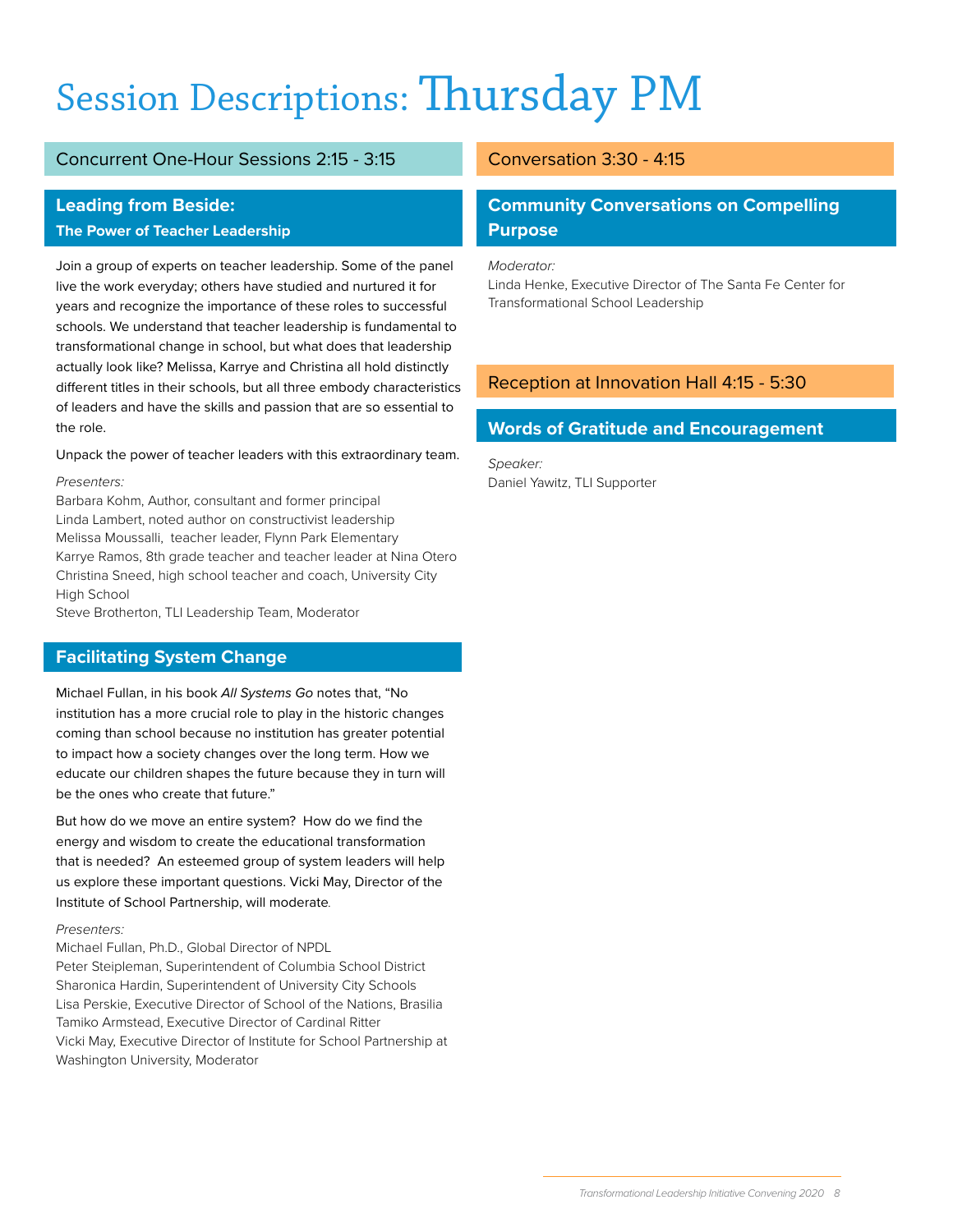# Session Descriptions: Thursday PM

## Concurrent One-Hour Sessions 2:15 - 3:15

### Leading from Beside:
**The Power of Teacher Leadership**

Join a group of experts on teacher leadership. Some of the panel live the work everyday; others have studied and nurtured it for years and recognize the importance of these roles to successful schools. We understand that teacher leadership is fundamental to transformational change in school, but what does that leadership actually look like? Melissa, Karrye and Christina all hold distinctly different titles in their schools, but all three embody characteristics of leaders and have the skills and passion that are so essential to the role.

Unpack the power of teacher leaders with this extraordinary team.

*Presenters:*
Barbara Kohm, Author, consultant and former principal
Linda Lambert, noted author on constructivist leadership
Melissa Moussalli, teacher leader, Flynn Park Elementary
Karrye Ramos, 8th grade teacher and teacher leader at Nina Otero
Christina Sneed, high school teacher and coach, University City High School
Steve Brotherton, TLI Leadership Team, Moderator

### Facilitating System Change

Michael Fullan, in his book *All Systems Go* notes that, "No institution has a more crucial role to play in the historic changes coming than school because no institution has greater potential to impact how a society changes over the long term. How we educate our children shapes the future because they in turn will be the ones who create that future."

But how do we move an entire system? How do we find the energy and wisdom to create the educational transformation that is needed? An esteemed group of system leaders will help us explore these important questions. Vicki May, Director of the Institute of School Partnership, will moderate.

*Presenters:*
Michael Fullan, Ph.D., Global Director of NPDL
Peter Steipleman, Superintendent of Columbia School District
Sharonica Hardin, Superintendent of University City Schools
Lisa Perskie, Executive Director of School of the Nations, Brasilia
Tamiko Armstead, Executive Director of Cardinal Ritter
Vicki May, Executive Director of Institute for School Partnership at Washington University, Moderator

## Conversation 3:30 - 4:15

### Community Conversations on Compelling Purpose

*Moderator:*
Linda Henke, Executive Director of The Santa Fe Center for Transformational School Leadership

## Reception at Innovation Hall 4:15 - 5:30

### Words of Gratitude and Encouragement

*Speaker:*
Daniel Yawitz, TLI Supporter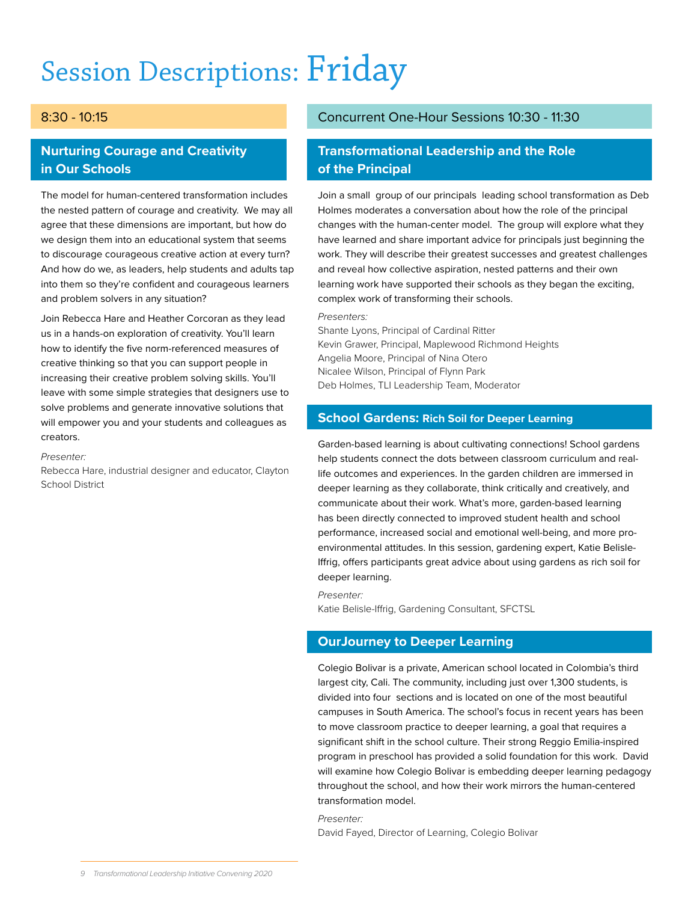# Session Descriptions: Friday

## 8:30 - 10:15

### Nurturing Courage and Creativity in Our Schools

The model for human-centered transformation includes the nested pattern of courage and creativity. We may all agree that these dimensions are important, but how do we design them into an educational system that seems to discourage courageous creative action at every turn? And how do we, as leaders, help students and adults tap into them so they're confident and courageous learners and problem solvers in any situation?

Join Rebecca Hare and Heather Corcoran as they lead us in a hands-on exploration of creativity. You'll learn how to identify the five norm-referenced measures of creative thinking so that you can support people in increasing their creative problem solving skills. You'll leave with some simple strategies that designers use to solve problems and generate innovative solutions that will empower you and your students and colleagues as creators.

*Presenter:*
Rebecca Hare, industrial designer and educator, Clayton School District

## Concurrent One-Hour Sessions 10:30 - 11:30

### Transformational Leadership and the Role of the Principal

Join a small group of our principals leading school transformation as Deb Holmes moderates a conversation about how the role of the principal changes with the human-center model. The group will explore what they have learned and share important advice for principals just beginning the work. They will describe their greatest successes and greatest challenges and reveal how collective aspiration, nested patterns and their own learning work have supported their schools as they began the exciting, complex work of transforming their schools.

*Presenters:*
Shante Lyons, Principal of Cardinal Ritter
Kevin Grawer, Principal, Maplewood Richmond Heights
Angelia Moore, Principal of Nina Otero
Nicalee Wilson, Principal of Flynn Park
Deb Holmes, TLI Leadership Team, Moderator

### School Gardens: Rich Soil for Deeper Learning

Garden-based learning is about cultivating connections! School gardens help students connect the dots between classroom curriculum and real-life outcomes and experiences. In the garden children are immersed in deeper learning as they collaborate, think critically and creatively, and communicate about their work. What's more, garden-based learning has been directly connected to improved student health and school performance, increased social and emotional well-being, and more pro-environmental attitudes. In this session, gardening expert, Katie Belisle-Iffrig, offers participants great advice about using gardens as rich soil for deeper learning.

*Presenter:*
Katie Belisle-Iffrig, Gardening Consultant, SFCTSL

### OurJourney to Deeper Learning

Colegio Bolivar is a private, American school located in Colombia's third largest city, Cali. The community, including just over 1,300 students, is divided into four sections and is located on one of the most beautiful campuses in South America. The school's focus in recent years has been to move classroom practice to deeper learning, a goal that requires a significant shift in the school culture. Their strong Reggio Emilia-inspired program in preschool has provided a solid foundation for this work. David will examine how Colegio Bolivar is embedding deeper learning pedagogy throughout the school, and how their work mirrors the human-centered transformation model.

*Presenter:*
David Fayed, Director of Learning, Colegio Bolivar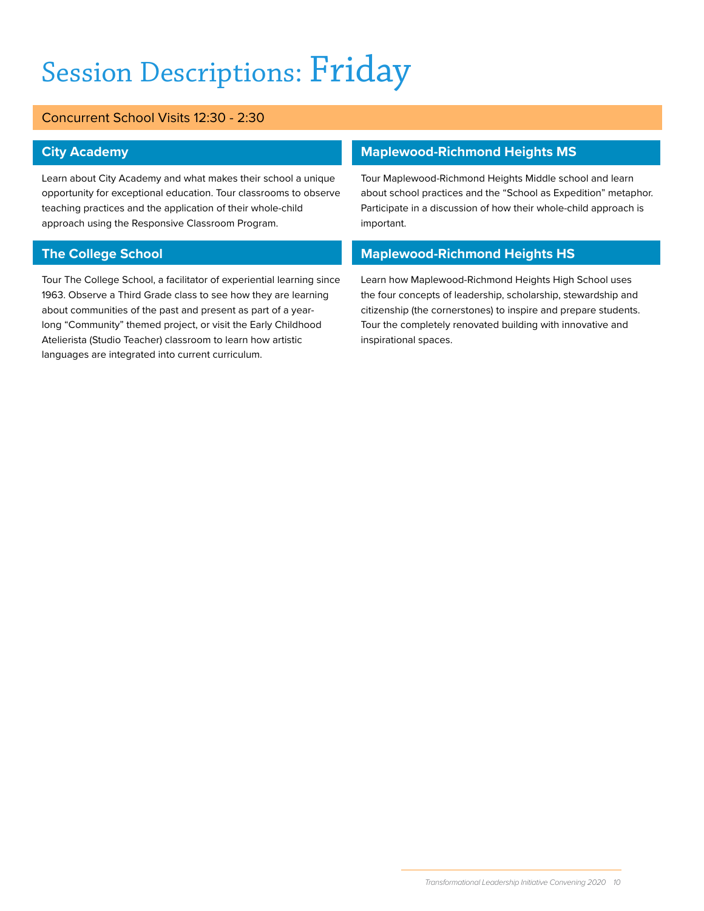# Session Descriptions: Friday

## Concurrent School Visits 12:30 - 2:30

### City Academy

Learn about City Academy and what makes their school a unique opportunity for exceptional education. Tour classrooms to observe teaching practices and the application of their whole-child approach using the Responsive Classroom Program.

### The College School

Tour The College School, a facilitator of experiential learning since 1963. Observe a Third Grade class to see how they are learning about communities of the past and present as part of a year-long "Community" themed project, or visit the Early Childhood Atelierista (Studio Teacher) classroom to learn how artistic languages are integrated into current curriculum.

### Maplewood-Richmond Heights MS

Tour Maplewood-Richmond Heights Middle school and learn about school practices and the "School as Expedition" metaphor. Participate in a discussion of how their whole-child approach is important.

### Maplewood-Richmond Heights HS

Learn how Maplewood-Richmond Heights High School uses the four concepts of leadership, scholarship, stewardship and citizenship (the cornerstones) to inspire and prepare students. Tour the completely renovated building with innovative and inspirational spaces.